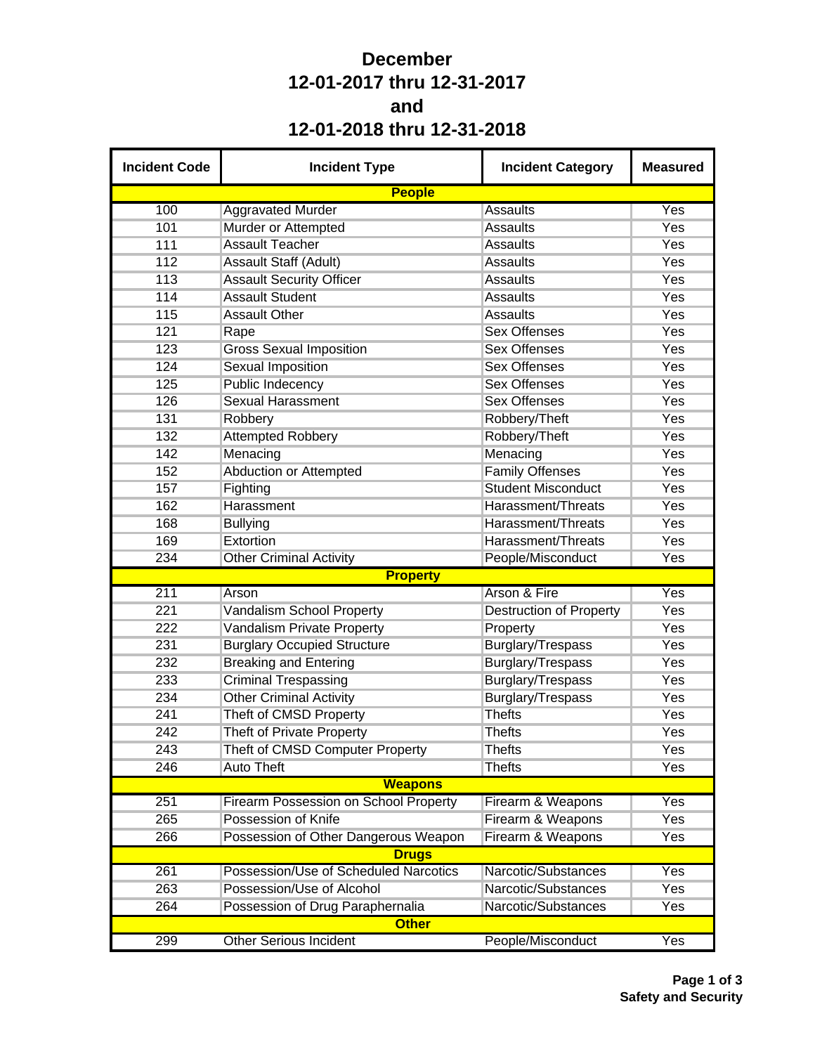# December
# 12-01-2017 thru 12-31-2017
# and
# 12-01-2018 thru 12-31-2018

| Incident Code | Incident Type | Incident Category | Measured |
|---|---|---|---|
| **People** | | | |
| 100 | Aggravated Murder | Assaults | Yes |
| 101 | Murder or Attempted | Assaults | Yes |
| 111 | Assault Teacher | Assaults | Yes |
| 112 | Assault Staff (Adult) | Assaults | Yes |
| 113 | Assault Security Officer | Assaults | Yes |
| 114 | Assault Student | Assaults | Yes |
| 115 | Assault Other | Assaults | Yes |
| 121 | Rape | Sex Offenses | Yes |
| 123 | Gross Sexual Imposition | Sex Offenses | Yes |
| 124 | Sexual Imposition | Sex Offenses | Yes |
| 125 | Public Indecency | Sex Offenses | Yes |
| 126 | Sexual Harassment | Sex Offenses | Yes |
| 131 | Robbery | Robbery/Theft | Yes |
| 132 | Attempted Robbery | Robbery/Theft | Yes |
| 142 | Menacing | Menacing | Yes |
| 152 | Abduction or Attempted | Family Offenses | Yes |
| 157 | Fighting | Student Misconduct | Yes |
| 162 | Harassment | Harassment/Threats | Yes |
| 168 | Bullying | Harassment/Threats | Yes |
| 169 | Extortion | Harassment/Threats | Yes |
| 234 | Other Criminal Activity | People/Misconduct | Yes |
| **Property** | | | |
| 211 | Arson | Arson & Fire | Yes |
| 221 | Vandalism School Property | Destruction of Property | Yes |
| 222 | Vandalism Private Property | Property | Yes |
| 231 | Burglary Occupied Structure | Burglary/Trespass | Yes |
| 232 | Breaking and Entering | Burglary/Trespass | Yes |
| 233 | Criminal Trespassing | Burglary/Trespass | Yes |
| 234 | Other Criminal Activity | Burglary/Trespass | Yes |
| 241 | Theft of CMSD Property | Thefts | Yes |
| 242 | Theft of Private Property | Thefts | Yes |
| 243 | Theft of CMSD Computer Property | Thefts | Yes |
| 246 | Auto Theft | Thefts | Yes |
| **Weapons** | | | |
| 251 | Firearm Possession on School Property | Firearm & Weapons | Yes |
| 265 | Possession of Knife | Firearm & Weapons | Yes |
| 266 | Possession of Other Dangerous Weapon | Firearm & Weapons | Yes |
| **Drugs** | | | |
| 261 | Possession/Use of Scheduled Narcotics | Narcotic/Substances | Yes |
| 263 | Possession/Use of Alcohol | Narcotic/Substances | Yes |
| 264 | Possession of Drug Paraphernalia | Narcotic/Substances | Yes |
| **Other** | | | |
| 299 | Other Serious Incident | People/Misconduct | Yes |

**Safety and Security**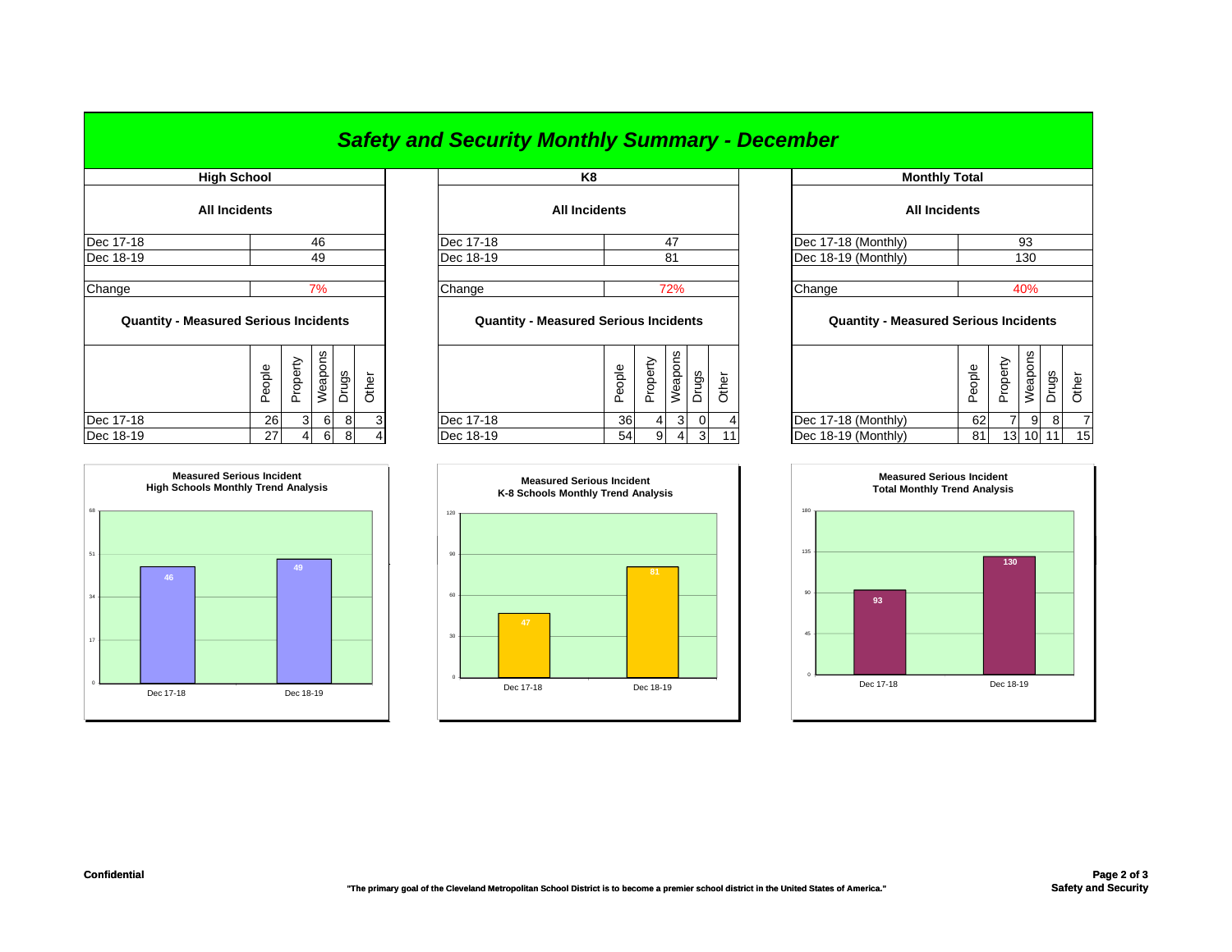# Safety and Security Monthly Summary - December

## High School

**All Incidents**

| | |
|---|---|
| Dec 17-18 | 46 |
| Dec 18-19 | 49 |
| Change | 7% |

**Quantity - Measured Serious Incidents**

| | People | Property | Weapons | Drugs | Other |
|---|---|---|---|---|---|
| Dec 17-18 | 26 | 3 | 6 | 8 | 3 |
| Dec 18-19 | 27 | 4 | 6 | 8 | 4 |

**Measured Serious Incident**
**High Schools Monthly Trend Analysis**

| | Incidents |
|---|---|
| Dec 17-18 | 46 |
| Dec 18-19 | 49 |

## K8

**All Incidents**

| | |
|---|---|
| Dec 17-18 | 47 |
| Dec 18-19 | 81 |
| Change | 72% |

**Quantity - Measured Serious Incidents**

| | People | Property | Weapons | Drugs | Other |
|---|---|---|---|---|---|
| Dec 17-18 | 36 | 4 | 3 | 0 | 4 |
| Dec 18-19 | 54 | 9 | 4 | 3 | 11 |

**Measured Serious Incident**
**K-8 Schools Monthly Trend Analysis**

| | Incidents |
|---|---|
| Dec 17-18 | 47 |
| Dec 18-19 | 81 |

## Monthly Total

**All Incidents**

| | |
|---|---|
| Dec 17-18 (Monthly) | 93 |
| Dec 18-19 (Monthly) | 130 |
| Change | 40% |

**Quantity - Measured Serious Incidents**

| | People | Property | Weapons | Drugs | Other |
|---|---|---|---|---|---|
| Dec 17-18 (Monthly) | 62 | 7 | 9 | 8 | 7 |
| Dec 18-19 (Monthly) | 81 | 13 | 10 | 11 | 15 |

**Measured Serious Incident**
**Total Monthly Trend Analysis**

| | Incidents |
|---|---|
| Dec 17-18 | 93 |
| Dec 18-19 | 130 |

**Confidential**

**"The primary goal of the Cleveland Metropolitan School District is to become a premier school district in the United States of America."**

**Safety and Security**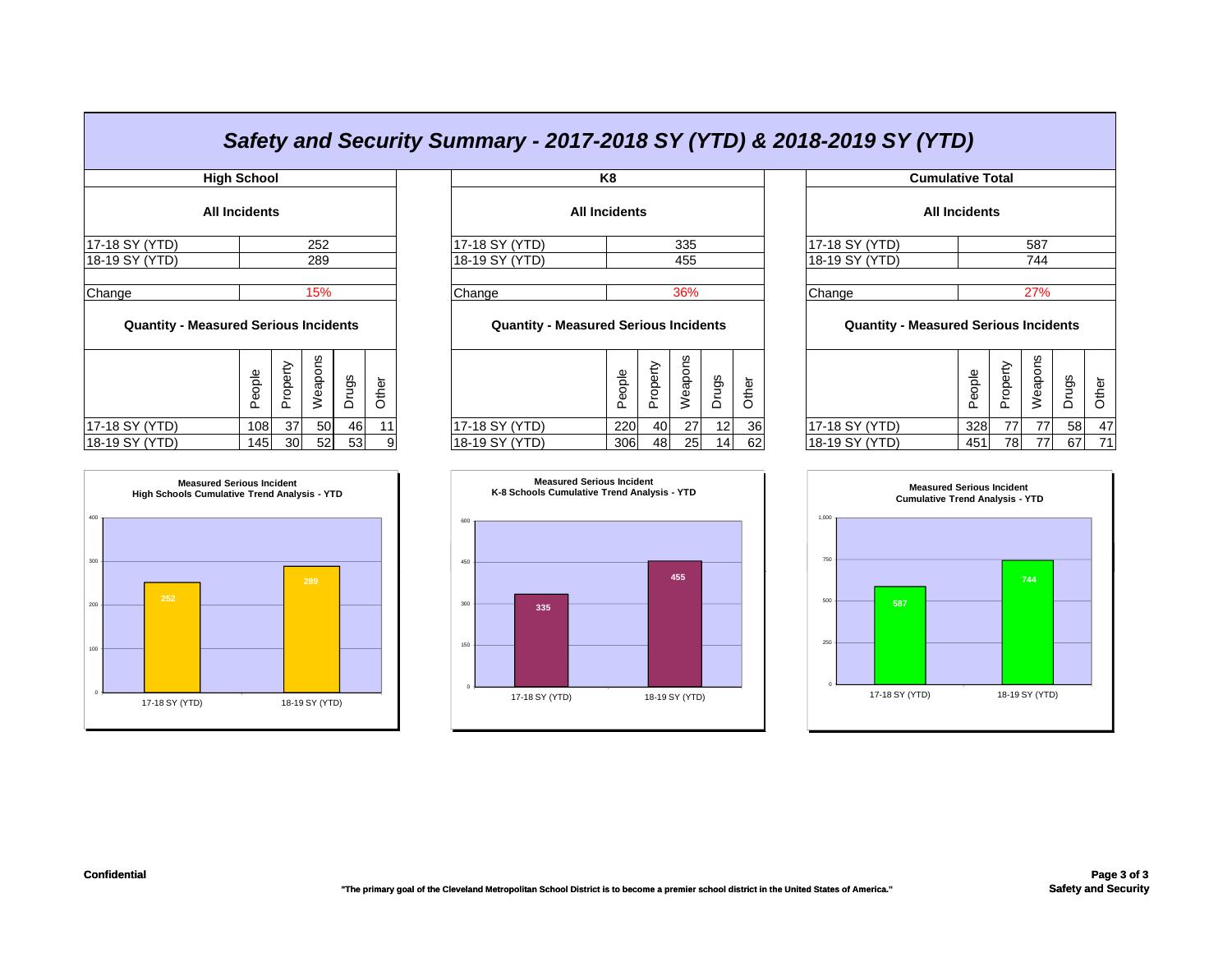# Safety and Security Summary - 2017-2018 SY (YTD) & 2018-2019 SY (YTD)

## High School

### All Incidents

| | |
|---|---|
| 17-18 SY (YTD) | 252 |
| 18-19 SY (YTD) | 289 |
| Change | 15% |

### Quantity - Measured Serious Incidents

| | People | Property | Weapons | Drugs | Other |
|---|---|---|---|---|---|
| 17-18 SY (YTD) | 108 | 37 | 50 | 46 | 11 |
| 18-19 SY (YTD) | 145 | 30 | 52 | 53 | 9 |

## K8

### All Incidents

| | |
|---|---|
| 17-18 SY (YTD) | 335 |
| 18-19 SY (YTD) | 455 |
| Change | 36% |

### Quantity - Measured Serious Incidents

| | People | Property | Weapons | Drugs | Other |
|---|---|---|---|---|---|
| 17-18 SY (YTD) | 220 | 40 | 27 | 12 | 36 |
| 18-19 SY (YTD) | 306 | 48 | 25 | 14 | 62 |

## Cumulative Total

### All Incidents

| | |
|---|---|
| 17-18 SY (YTD) | 587 |
| 18-19 SY (YTD) | 744 |
| Change | 27% |

### Quantity - Measured Serious Incidents

| | People | Property | Weapons | Drugs | Other |
|---|---|---|---|---|---|
| 17-18 SY (YTD) | 328 | 77 | 77 | 58 | 47 |
| 18-19 SY (YTD) | 451 | 78 | 77 | 67 | 71 |

**Measured Serious Incident**
**High Schools Cumulative Trend Analysis - YTD**

400
300
200
100
0
252
289
17-18 SY (YTD)
18-19 SY (YTD)

**Measured Serious Incident**
**K-8 Schools Cumulative Trend Analysis - YTD**

600
450
300
150
0
335
455
17-18 SY (YTD)
18-19 SY (YTD)

**Measured Serious Incident**
**Cumulative Trend Analysis - YTD**

1,000
750
500
250
0
587
744
17-18 SY (YTD)
18-19 SY (YTD)

**Confidential**

**"The primary goal of the Cleveland Metropolitan School District is to become a premier school district in the United States of America."**

**Safety and Security**